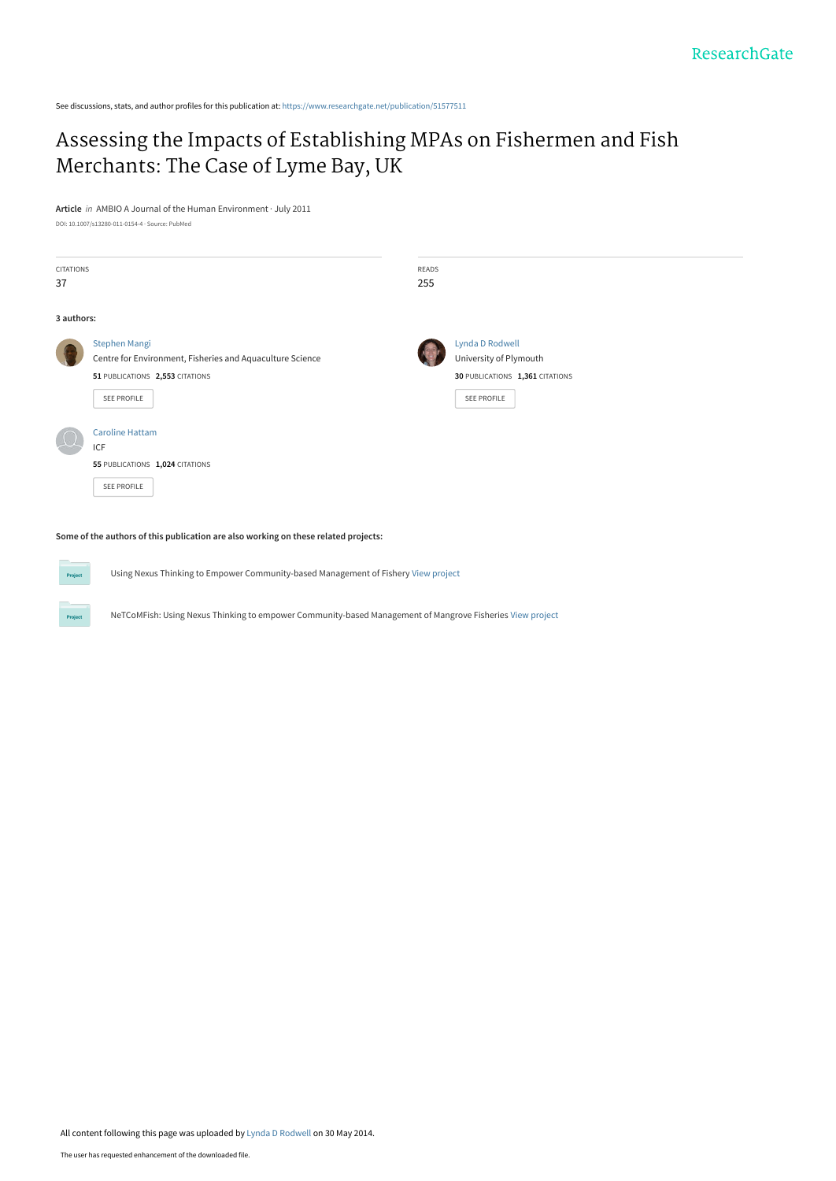See discussions, stats, and author profiles for this publication at: https://www.researchgate.net/publication/51577511

# Assessing the Impacts of Establishing MPAs on Fishermen and Fish Merchants: The Case of Lyme Bay, UK

**Article** *in* AMBIO A Journal of the Human Environment · July 2011

DOI: 10.1007/s13280-011-0154-4 · Source: PubMed

| CITATIONS | READS |
|---|---|
| 37 | 255 |

**3 authors:**

**Stephen Mangi**
Centre for Environment, Fisheries and Aquaculture Science
51 PUBLICATIONS 2,553 CITATIONS
SEE PROFILE

**Lynda D Rodwell**
University of Plymouth
30 PUBLICATIONS 1,361 CITATIONS
SEE PROFILE

**Caroline Hattam**
ICF
55 PUBLICATIONS 1,024 CITATIONS
SEE PROFILE

**Some of the authors of this publication are also working on these related projects:**

Using Nexus Thinking to Empower Community-based Management of Fishery View project

NeTCoMFish: Using Nexus Thinking to empower Community-based Management of Mangrove Fisheries View project

All content following this page was uploaded by Lynda D Rodwell on 30 May 2014.

The user has requested enhancement of the downloaded file.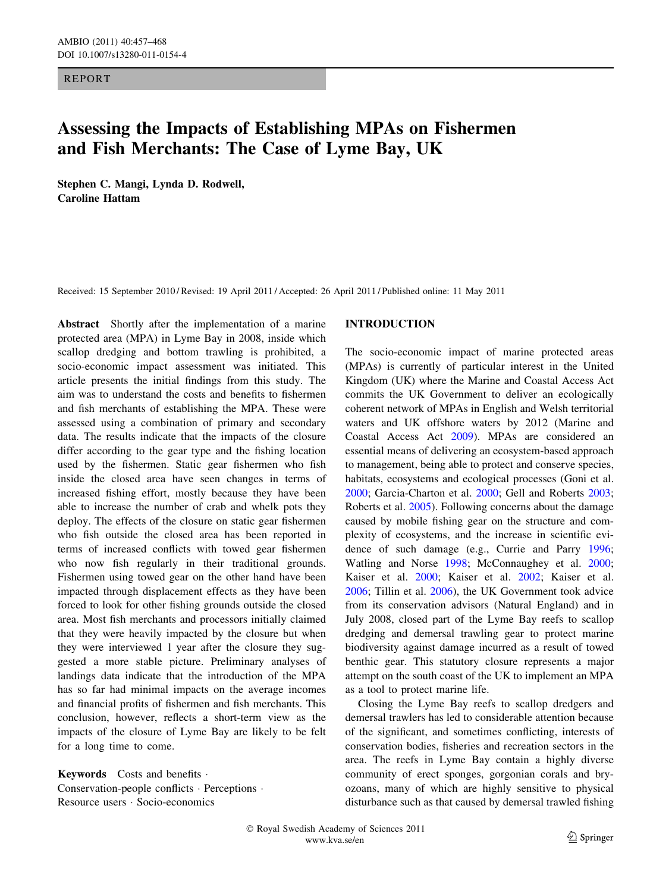REPORT

# Assessing the Impacts of Establishing MPAs on Fishermen and Fish Merchants: The Case of Lyme Bay, UK

**Stephen C. Mangi, Lynda D. Rodwell, Caroline Hattam**

Received: 15 September 2010 / Revised: 19 April 2011 / Accepted: 26 April 2011 / Published online: 11 May 2011

**Abstract** Shortly after the implementation of a marine protected area (MPA) in Lyme Bay in 2008, inside which scallop dredging and bottom trawling is prohibited, a socio-economic impact assessment was initiated. This article presents the initial findings from this study. The aim was to understand the costs and benefits to fishermen and fish merchants of establishing the MPA. These were assessed using a combination of primary and secondary data. The results indicate that the impacts of the closure differ according to the gear type and the fishing location used by the fishermen. Static gear fishermen who fish inside the closed area have seen changes in terms of increased fishing effort, mostly because they have been able to increase the number of crab and whelk pots they deploy. The effects of the closure on static gear fishermen who fish outside the closed area has been reported in terms of increased conflicts with towed gear fishermen who now fish regularly in their traditional grounds. Fishermen using towed gear on the other hand have been impacted through displacement effects as they have been forced to look for other fishing grounds outside the closed area. Most fish merchants and processors initially claimed that they were heavily impacted by the closure but when they were interviewed 1 year after the closure they suggested a more stable picture. Preliminary analyses of landings data indicate that the introduction of the MPA has so far had minimal impacts on the average incomes and financial profits of fishermen and fish merchants. This conclusion, however, reflects a short-term view as the impacts of the closure of Lyme Bay are likely to be felt for a long time to come.

**Keywords** Costs and benefits · Conservation-people conflicts · Perceptions · Resource users · Socio-economics

## INTRODUCTION

The socio-economic impact of marine protected areas (MPAs) is currently of particular interest in the United Kingdom (UK) where the Marine and Coastal Access Act commits the UK Government to deliver an ecologically coherent network of MPAs in English and Welsh territorial waters and UK offshore waters by 2012 (Marine and Coastal Access Act 2009). MPAs are considered an essential means of delivering an ecosystem-based approach to management, being able to protect and conserve species, habitats, ecosystems and ecological processes (Goni et al. 2000; Garcia-Charton et al. 2000; Gell and Roberts 2003; Roberts et al. 2005). Following concerns about the damage caused by mobile fishing gear on the structure and complexity of ecosystems, and the increase in scientific evidence of such damage (e.g., Currie and Parry 1996; Watling and Norse 1998; McConnaughey et al. 2000; Kaiser et al. 2000; Kaiser et al. 2002; Kaiser et al. 2006; Tillin et al. 2006), the UK Government took advice from its conservation advisors (Natural England) and in July 2008, closed part of the Lyme Bay reefs to scallop dredging and demersal trawling gear to protect marine biodiversity against damage incurred as a result of towed benthic gear. This statutory closure represents a major attempt on the south coast of the UK to implement an MPA as a tool to protect marine life.

Closing the Lyme Bay reefs to scallop dredgers and demersal trawlers has led to considerable attention because of the significant, and sometimes conflicting, interests of conservation bodies, fisheries and recreation sectors in the area. The reefs in Lyme Bay contain a highly diverse community of erect sponges, gorgonian corals and bryozoans, many of which are highly sensitive to physical disturbance such as that caused by demersal trawled fishing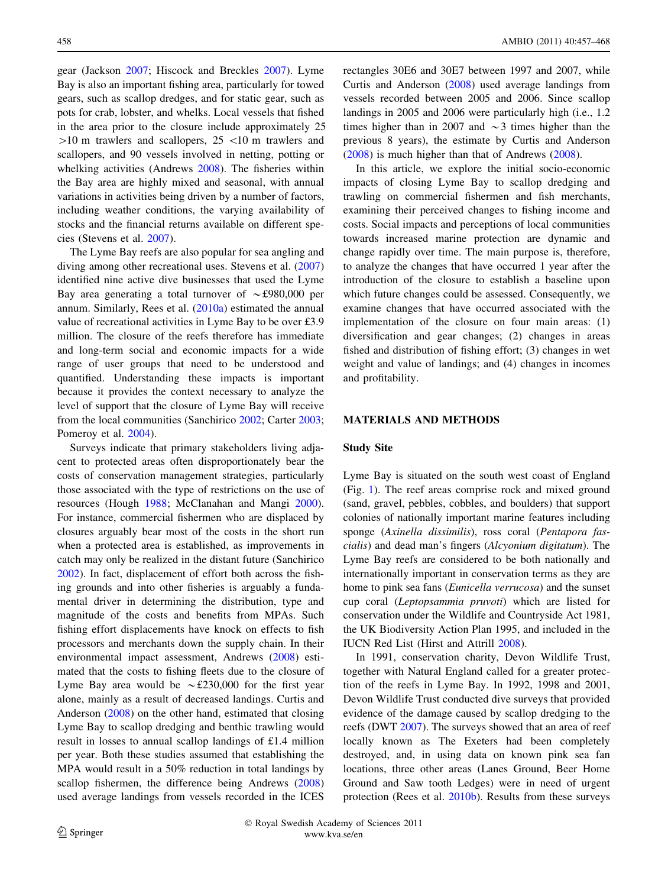gear (Jackson 2007; Hiscock and Breckles 2007). Lyme Bay is also an important fishing area, particularly for towed gears, such as scallop dredges, and for static gear, such as pots for crab, lobster, and whelks. Local vessels that fished in the area prior to the closure include approximately 25 >10 m trawlers and scallopers, 25 <10 m trawlers and scallopers, and 90 vessels involved in netting, potting or whelking activities (Andrews 2008). The fisheries within the Bay area are highly mixed and seasonal, with annual variations in activities being driven by a number of factors, including weather conditions, the varying availability of stocks and the financial returns available on different species (Stevens et al. 2007).

The Lyme Bay reefs are also popular for sea angling and diving among other recreational uses. Stevens et al. (2007) identified nine active dive businesses that used the Lyme Bay area generating a total turnover of ~£980,000 per annum. Similarly, Rees et al. (2010a) estimated the annual value of recreational activities in Lyme Bay to be over £3.9 million. The closure of the reefs therefore has immediate and long-term social and economic impacts for a wide range of user groups that need to be understood and quantified. Understanding these impacts is important because it provides the context necessary to analyze the level of support that the closure of Lyme Bay will receive from the local communities (Sanchirico 2002; Carter 2003; Pomeroy et al. 2004).

Surveys indicate that primary stakeholders living adjacent to protected areas often disproportionately bear the costs of conservation management strategies, particularly those associated with the type of restrictions on the use of resources (Hough 1988; McClanahan and Mangi 2000). For instance, commercial fishermen who are displaced by closures arguably bear most of the costs in the short run when a protected area is established, as improvements in catch may only be realized in the distant future (Sanchirico 2002). In fact, displacement of effort both across the fishing grounds and into other fisheries is arguably a fundamental driver in determining the distribution, type and magnitude of the costs and benefits from MPAs. Such fishing effort displacements have knock on effects to fish processors and merchants down the supply chain. In their environmental impact assessment, Andrews (2008) estimated that the costs to fishing fleets due to the closure of Lyme Bay area would be ~£230,000 for the first year alone, mainly as a result of decreased landings. Curtis and Anderson (2008) on the other hand, estimated that closing Lyme Bay to scallop dredging and benthic trawling would result in losses to annual scallop landings of £1.4 million per year. Both these studies assumed that establishing the MPA would result in a 50% reduction in total landings by scallop fishermen, the difference being Andrews (2008) used average landings from vessels recorded in the ICES rectangles 30E6 and 30E7 between 1997 and 2007, while Curtis and Anderson (2008) used average landings from vessels recorded between 2005 and 2006. Since scallop landings in 2005 and 2006 were particularly high (i.e., 1.2 times higher than in 2007 and ~3 times higher than the previous 8 years), the estimate by Curtis and Anderson (2008) is much higher than that of Andrews (2008).

In this article, we explore the initial socio-economic impacts of closing Lyme Bay to scallop dredging and trawling on commercial fishermen and fish merchants, examining their perceived changes to fishing income and costs. Social impacts and perceptions of local communities towards increased marine protection are dynamic and change rapidly over time. The main purpose is, therefore, to analyze the changes that have occurred 1 year after the introduction of the closure to establish a baseline upon which future changes could be assessed. Consequently, we examine changes that have occurred associated with the implementation of the closure on four main areas: (1) diversification and gear changes; (2) changes in areas fished and distribution of fishing effort; (3) changes in wet weight and value of landings; and (4) changes in incomes and profitability.

## MATERIALS AND METHODS

### Study Site

Lyme Bay is situated on the south west coast of England (Fig. 1). The reef areas comprise rock and mixed ground (sand, gravel, pebbles, cobbles, and boulders) that support colonies of nationally important marine features including sponge (*Axinella dissimilis*), ross coral (*Pentapora fascialis*) and dead man's fingers (*Alcyonium digitatum*). The Lyme Bay reefs are considered to be both nationally and internationally important in conservation terms as they are home to pink sea fans (*Eunicella verrucosa*) and the sunset cup coral (*Leptopsammia pruvoti*) which are listed for conservation under the Wildlife and Countryside Act 1981, the UK Biodiversity Action Plan 1995, and included in the IUCN Red List (Hirst and Attrill 2008).

In 1991, conservation charity, Devon Wildlife Trust, together with Natural England called for a greater protection of the reefs in Lyme Bay. In 1992, 1998 and 2001, Devon Wildlife Trust conducted dive surveys that provided evidence of the damage caused by scallop dredging to the reefs (DWT 2007). The surveys showed that an area of reef locally known as The Exeters had been completely destroyed, and, in using data on known pink sea fan locations, three other areas (Lanes Ground, Beer Home Ground and Saw tooth Ledges) were in need of urgent protection (Rees et al. 2010b). Results from these surveys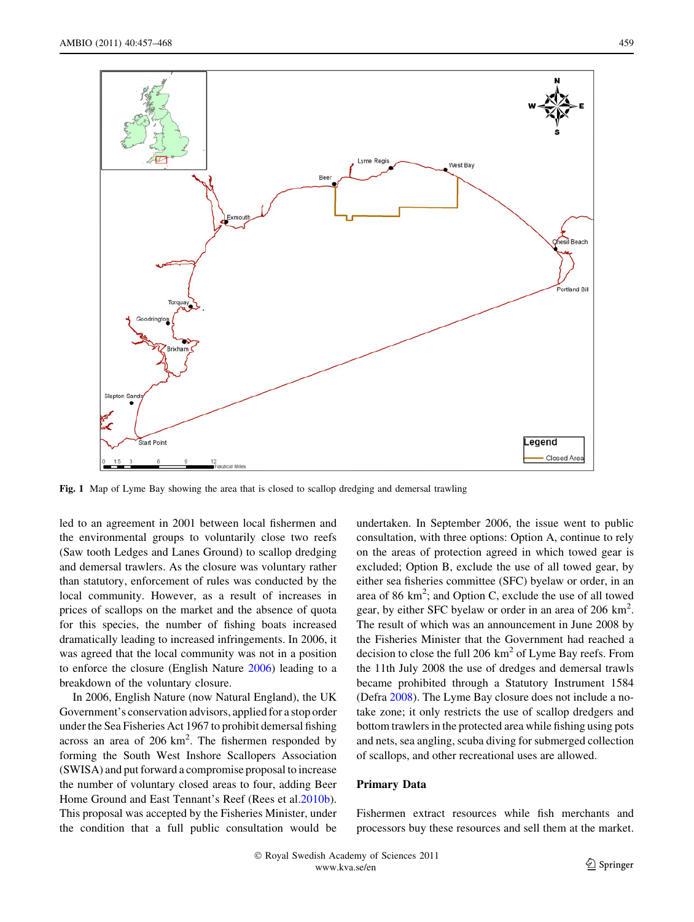Fig. 1 Map of Lyme Bay showing the area that is closed to scallop dredging and demersal trawling

led to an agreement in 2001 between local fishermen and the environmental groups to voluntarily close two reefs (Saw tooth Ledges and Lanes Ground) to scallop dredging and demersal trawlers. As the closure was voluntary rather than statutory, enforcement of rules was conducted by the local community. However, as a result of increases in prices of scallops on the market and the absence of quota for this species, the number of fishing boats increased dramatically leading to increased infringements. In 2006, it was agreed that the local community was not in a position to enforce the closure (English Nature 2006) leading to a breakdown of the voluntary closure.

In 2006, English Nature (now Natural England), the UK Government's conservation advisors, applied for a stop order under the Sea Fisheries Act 1967 to prohibit demersal fishing across an area of 206 km$^2$. The fishermen responded by forming the South West Inshore Scallopers Association (SWISA) and put forward a compromise proposal to increase the number of voluntary closed areas to four, adding Beer Home Ground and East Tennant's Reef (Rees et al.2010b). This proposal was accepted by the Fisheries Minister, under the condition that a full public consultation would be undertaken. In September 2006, the issue went to public consultation, with three options: Option A, continue to rely on the areas of protection agreed in which towed gear is excluded; Option B, exclude the use of all towed gear, by either sea fisheries committee (SFC) byelaw or order, in an area of 86 km$^2$; and Option C, exclude the use of all towed gear, by either SFC byelaw or order in an area of 206 km$^2$. The result of which was an announcement in June 2008 by the Fisheries Minister that the Government had reached a decision to close the full 206 km$^2$ of Lyme Bay reefs. From the 11th July 2008 the use of dredges and demersal trawls became prohibited through a Statutory Instrument 1584 (Defra 2008). The Lyme Bay closure does not include a no-take zone; it only restricts the use of scallop dredgers and bottom trawlers in the protected area while fishing using pots and nets, sea angling, scuba diving for submerged collection of scallops, and other recreational uses are allowed.

## Primary Data

Fishermen extract resources while fish merchants and processors buy these resources and sell them at the market.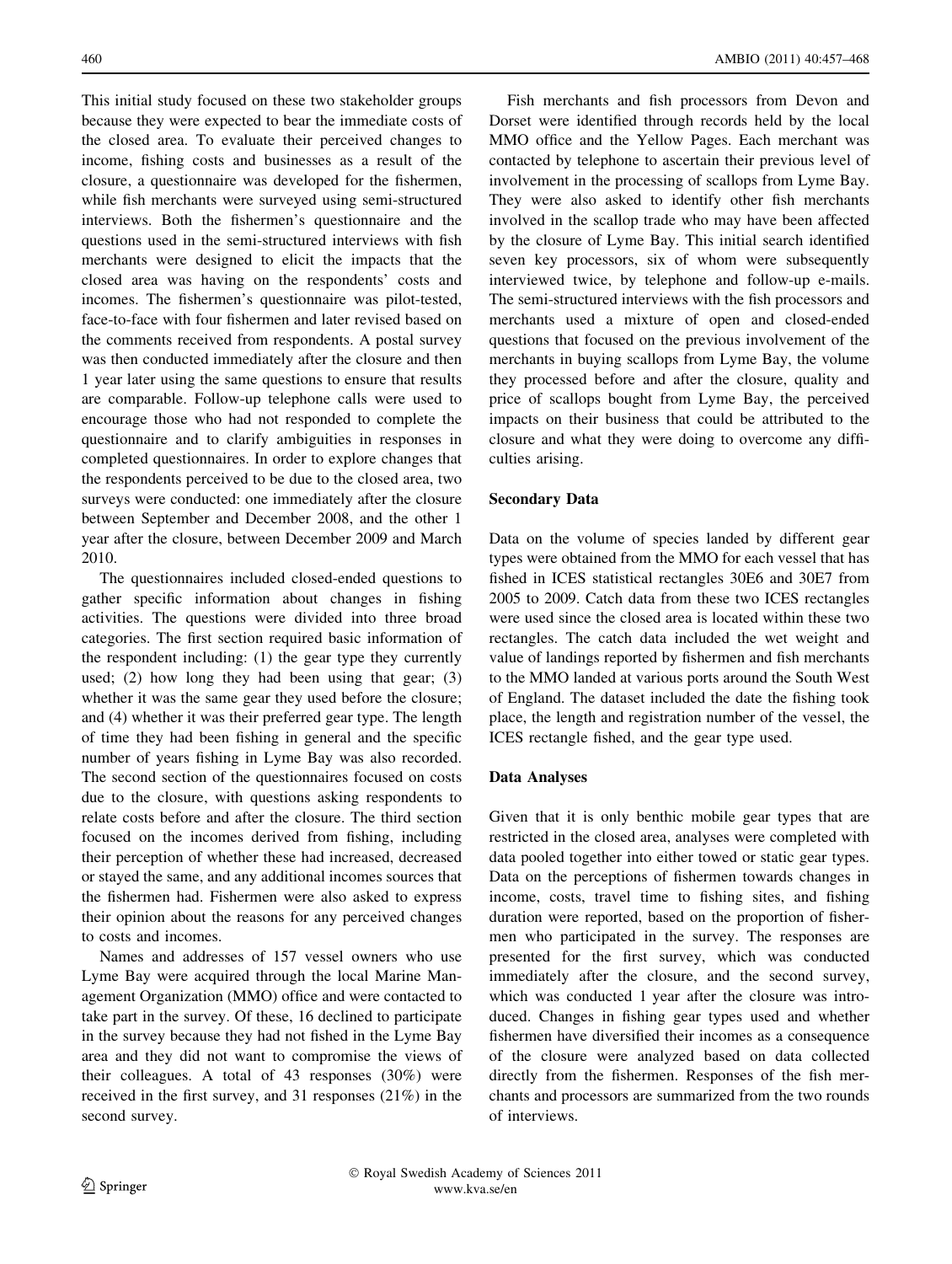This initial study focused on these two stakeholder groups because they were expected to bear the immediate costs of the closed area. To evaluate their perceived changes to income, fishing costs and businesses as a result of the closure, a questionnaire was developed for the fishermen, while fish merchants were surveyed using semi-structured interviews. Both the fishermen's questionnaire and the questions used in the semi-structured interviews with fish merchants were designed to elicit the impacts that the closed area was having on the respondents' costs and incomes. The fishermen's questionnaire was pilot-tested, face-to-face with four fishermen and later revised based on the comments received from respondents. A postal survey was then conducted immediately after the closure and then 1 year later using the same questions to ensure that results are comparable. Follow-up telephone calls were used to encourage those who had not responded to complete the questionnaire and to clarify ambiguities in responses in completed questionnaires. In order to explore changes that the respondents perceived to be due to the closed area, two surveys were conducted: one immediately after the closure between September and December 2008, and the other 1 year after the closure, between December 2009 and March 2010.

The questionnaires included closed-ended questions to gather specific information about changes in fishing activities. The questions were divided into three broad categories. The first section required basic information of the respondent including: (1) the gear type they currently used; (2) how long they had been using that gear; (3) whether it was the same gear they used before the closure; and (4) whether it was their preferred gear type. The length of time they had been fishing in general and the specific number of years fishing in Lyme Bay was also recorded. The second section of the questionnaires focused on costs due to the closure, with questions asking respondents to relate costs before and after the closure. The third section focused on the incomes derived from fishing, including their perception of whether these had increased, decreased or stayed the same, and any additional incomes sources that the fishermen had. Fishermen were also asked to express their opinion about the reasons for any perceived changes to costs and incomes.

Names and addresses of 157 vessel owners who use Lyme Bay were acquired through the local Marine Management Organization (MMO) office and were contacted to take part in the survey. Of these, 16 declined to participate in the survey because they had not fished in the Lyme Bay area and they did not want to compromise the views of their colleagues. A total of 43 responses (30%) were received in the first survey, and 31 responses (21%) in the second survey.

Fish merchants and fish processors from Devon and Dorset were identified through records held by the local MMO office and the Yellow Pages. Each merchant was contacted by telephone to ascertain their previous level of involvement in the processing of scallops from Lyme Bay. They were also asked to identify other fish merchants involved in the scallop trade who may have been affected by the closure of Lyme Bay. This initial search identified seven key processors, six of whom were subsequently interviewed twice, by telephone and follow-up e-mails. The semi-structured interviews with the fish processors and merchants used a mixture of open and closed-ended questions that focused on the previous involvement of the merchants in buying scallops from Lyme Bay, the volume they processed before and after the closure, quality and price of scallops bought from Lyme Bay, the perceived impacts on their business that could be attributed to the closure and what they were doing to overcome any difficulties arising.

### Secondary Data

Data on the volume of species landed by different gear types were obtained from the MMO for each vessel that has fished in ICES statistical rectangles 30E6 and 30E7 from 2005 to 2009. Catch data from these two ICES rectangles were used since the closed area is located within these two rectangles. The catch data included the wet weight and value of landings reported by fishermen and fish merchants to the MMO landed at various ports around the South West of England. The dataset included the date the fishing took place, the length and registration number of the vessel, the ICES rectangle fished, and the gear type used.

### Data Analyses

Given that it is only benthic mobile gear types that are restricted in the closed area, analyses were completed with data pooled together into either towed or static gear types. Data on the perceptions of fishermen towards changes in income, costs, travel time to fishing sites, and fishing duration were reported, based on the proportion of fishermen who participated in the survey. The responses are presented for the first survey, which was conducted immediately after the closure, and the second survey, which was conducted 1 year after the closure was introduced. Changes in fishing gear types used and whether fishermen have diversified their incomes as a consequence of the closure were analyzed based on data collected directly from the fishermen. Responses of the fish merchants and processors are summarized from the two rounds of interviews.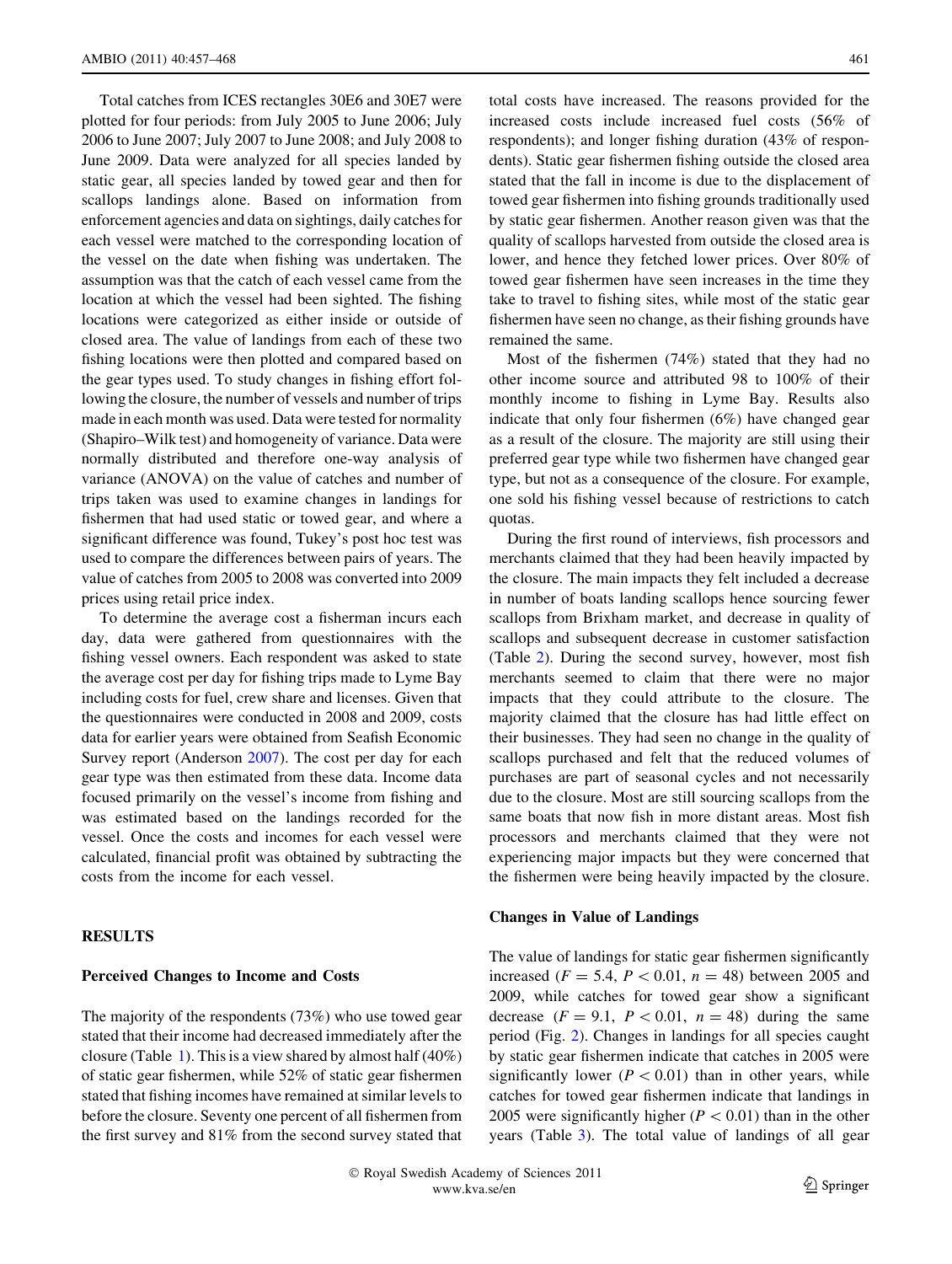Total catches from ICES rectangles 30E6 and 30E7 were plotted for four periods: from July 2005 to June 2006; July 2006 to June 2007; July 2007 to June 2008; and July 2008 to June 2009. Data were analyzed for all species landed by static gear, all species landed by towed gear and then for scallops landings alone. Based on information from enforcement agencies and data on sightings, daily catches for each vessel were matched to the corresponding location of the vessel on the date when fishing was undertaken. The assumption was that the catch of each vessel came from the location at which the vessel had been sighted. The fishing locations were categorized as either inside or outside of closed area. The value of landings from each of these two fishing locations were then plotted and compared based on the gear types used. To study changes in fishing effort following the closure, the number of vessels and number of trips made in each month was used. Data were tested for normality (Shapiro–Wilk test) and homogeneity of variance. Data were normally distributed and therefore one-way analysis of variance (ANOVA) on the value of catches and number of trips taken was used to examine changes in landings for fishermen that had used static or towed gear, and where a significant difference was found, Tukey's post hoc test was used to compare the differences between pairs of years. The value of catches from 2005 to 2008 was converted into 2009 prices using retail price index.

To determine the average cost a fisherman incurs each day, data were gathered from questionnaires with the fishing vessel owners. Each respondent was asked to state the average cost per day for fishing trips made to Lyme Bay including costs for fuel, crew share and licenses. Given that the questionnaires were conducted in 2008 and 2009, costs data for earlier years were obtained from Seafish Economic Survey report (Anderson 2007). The cost per day for each gear type was then estimated from these data. Income data focused primarily on the vessel's income from fishing and was estimated based on the landings recorded for the vessel. Once the costs and incomes for each vessel were calculated, financial profit was obtained by subtracting the costs from the income for each vessel.

## RESULTS

### Perceived Changes to Income and Costs

The majority of the respondents (73%) who use towed gear stated that their income had decreased immediately after the closure (Table 1). This is a view shared by almost half (40%) of static gear fishermen, while 52% of static gear fishermen stated that fishing incomes have remained at similar levels to before the closure. Seventy one percent of all fishermen from the first survey and 81% from the second survey stated that total costs have increased. The reasons provided for the increased costs include increased fuel costs (56% of respondents); and longer fishing duration (43% of respondents). Static gear fishermen fishing outside the closed area stated that the fall in income is due to the displacement of towed gear fishermen into fishing grounds traditionally used by static gear fishermen. Another reason given was that the quality of scallops harvested from outside the closed area is lower, and hence they fetched lower prices. Over 80% of towed gear fishermen have seen increases in the time they take to travel to fishing sites, while most of the static gear fishermen have seen no change, as their fishing grounds have remained the same.

Most of the fishermen (74%) stated that they had no other income source and attributed 98 to 100% of their monthly income to fishing in Lyme Bay. Results also indicate that only four fishermen (6%) have changed gear as a result of the closure. The majority are still using their preferred gear type while two fishermen have changed gear type, but not as a consequence of the closure. For example, one sold his fishing vessel because of restrictions to catch quotas.

During the first round of interviews, fish processors and merchants claimed that they had been heavily impacted by the closure. The main impacts they felt included a decrease in number of boats landing scallops hence sourcing fewer scallops from Brixham market, and decrease in quality of scallops and subsequent decrease in customer satisfaction (Table 2). During the second survey, however, most fish merchants seemed to claim that there were no major impacts that they could attribute to the closure. The majority claimed that the closure has had little effect on their businesses. They had seen no change in the quality of scallops purchased and felt that the reduced volumes of purchases are part of seasonal cycles and not necessarily due to the closure. Most are still sourcing scallops from the same boats that now fish in more distant areas. Most fish processors and merchants claimed that they were not experiencing major impacts but they were concerned that the fishermen were being heavily impacted by the closure.

### Changes in Value of Landings

The value of landings for static gear fishermen significantly increased ($F = 5.4$, $P < 0.01$, $n = 48$) between 2005 and 2009, while catches for towed gear show a significant decrease ($F = 9.1$, $P < 0.01$, $n = 48$) during the same period (Fig. 2). Changes in landings for all species caught by static gear fishermen indicate that catches in 2005 were significantly lower ($P < 0.01$) than in other years, while catches for towed gear fishermen indicate that landings in 2005 were significantly higher ($P < 0.01$) than in the other years (Table 3). The total value of landings of all gear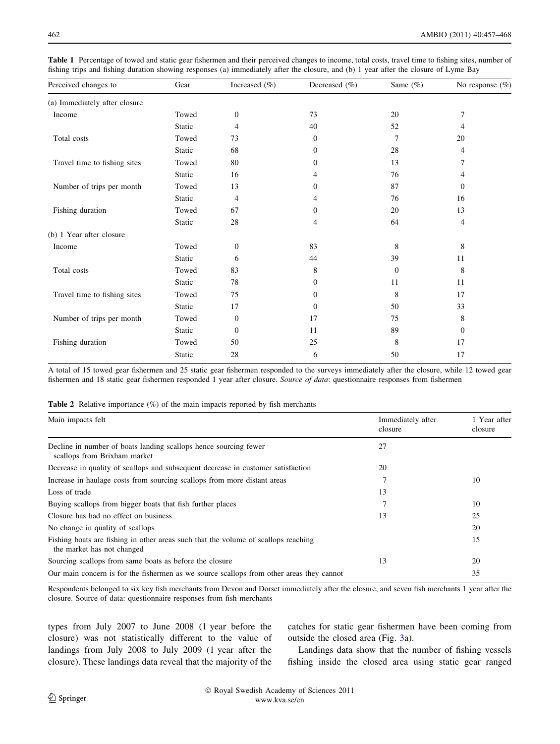**Table 1** Percentage of towed and static gear fishermen and their perceived changes to income, total costs, travel time to fishing sites, number of fishing trips and fishing duration showing responses (a) immediately after the closure, and (b) 1 year after the closure of Lyme Bay

| Perceived changes to | Gear | Increased (%) | Decreased (%) | Same (%) | No response (%) |
|---|---|---|---|---|---|
| (a) Immediately after closure | | | | | |
| Income | Towed | 0 | 73 | 20 | 7 |
| | Static | 4 | 40 | 52 | 4 |
| Total costs | Towed | 73 | 0 | 7 | 20 |
| | Static | 68 | 0 | 28 | 4 |
| Travel time to fishing sites | Towed | 80 | 0 | 13 | 7 |
| | Static | 16 | 4 | 76 | 4 |
| Number of trips per month | Towed | 13 | 0 | 87 | 0 |
| | Static | 4 | 4 | 76 | 16 |
| Fishing duration | Towed | 67 | 0 | 20 | 13 |
| | Static | 28 | 4 | 64 | 4 |
| (b) 1 Year after closure | | | | | |
| Income | Towed | 0 | 83 | 8 | 8 |
| | Static | 6 | 44 | 39 | 11 |
| Total costs | Towed | 83 | 8 | 0 | 8 |
| | Static | 78 | 0 | 11 | 11 |
| Travel time to fishing sites | Towed | 75 | 0 | 8 | 17 |
| | Static | 17 | 0 | 50 | 33 |
| Number of trips per month | Towed | 0 | 17 | 75 | 8 |
| | Static | 0 | 11 | 89 | 0 |
| Fishing duration | Towed | 50 | 25 | 8 | 17 |
| | Static | 28 | 6 | 50 | 17 |

A total of 15 towed gear fishermen and 25 static gear fishermen responded to the surveys immediately after the closure, while 12 towed gear fishermen and 18 static gear fishermen responded 1 year after closure. *Source of data*: questionnaire responses from fishermen

**Table 2** Relative importance (%) of the main impacts reported by fish merchants

| Main impacts felt | Immediately after closure | 1 Year after closure |
|---|---|---|
| Decline in number of boats landing scallops hence sourcing fewer scallops from Brixham market | 27 | |
| Decrease in quality of scallops and subsequent decrease in customer satisfaction | 20 | |
| Increase in haulage costs from sourcing scallops from more distant areas | 7 | 10 |
| Loss of trade | 13 | |
| Buying scallops from bigger boats that fish further places | 7 | 10 |
| Closure has had no effect on business | 13 | 25 |
| No change in quality of scallops | | 20 |
| Fishing boats are fishing in other areas such that the volume of scallops reaching the market has not changed | | 15 |
| Sourcing scallops from same boats as before the closure | 13 | 20 |
| Our main concern is for the fishermen as we source scallops from other areas they cannot | | 35 |

Respondents belonged to six key fish merchants from Devon and Dorset immediately after the closure, and seven fish merchants 1 year after the closure. Source of data: questionnaire responses from fish merchants

types from July 2007 to June 2008 (1 year before the closure) was not statistically different to the value of landings from July 2008 to July 2009 (1 year after the closure). These landings data reveal that the majority of the catches for static gear fishermen have been coming from outside the closed area (Fig. 3a).

Landings data show that the number of fishing vessels fishing inside the closed area using static gear ranged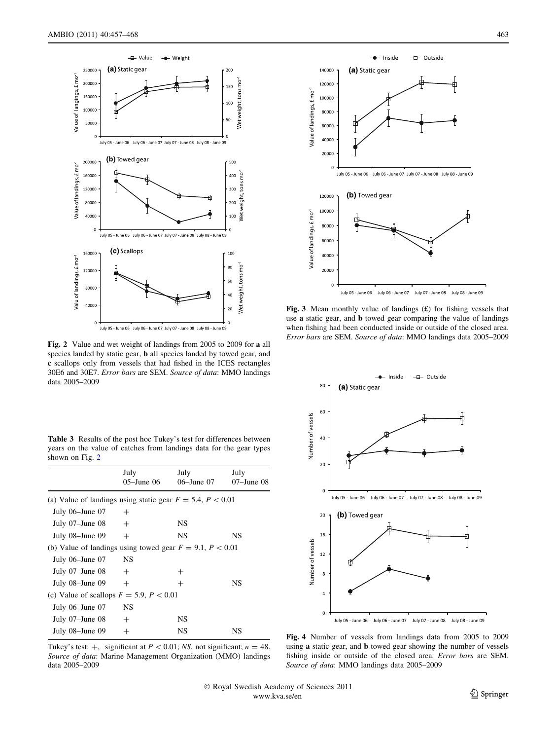Fig. 2 Value and wet weight of landings from 2005 to 2009 for **a** all species landed by static gear, **b** all species landed by towed gear, and **c** scallops only from vessels that had fished in the ICES rectangles 30E6 and 30E7. *Error bars* are SEM. *Source of data*: MMO landings data 2005–2009

**Table 3** Results of the post hoc Tukey's test for differences between years on the value of catches from landings data for the gear types shown on Fig. 2

| | July 05–June 06 | July 06–June 07 | July 07–June 08 |
|---|---|---|---|
| (a) Value of landings using static gear $F = 5.4$, $P < 0.01$ | | | |
| July 06–June 07 | + | | |
| July 07–June 08 | + | NS | |
| July 08–June 09 | + | NS | NS |
| (b) Value of landings using towed gear $F = 9.1$, $P < 0.01$ | | | |
| July 06–June 07 | NS | | |
| July 07–June 08 | + | + | |
| July 08–June 09 | + | + | NS |
| (c) Value of scallops $F = 5.9$, $P < 0.01$ | | | |
| July 06–June 07 | NS | | |
| July 07–June 08 | + | NS | |
| July 08–June 09 | + | NS | NS |

Tukey's test: +, significant at $P < 0.01$; *NS*, not significant; $n = 48$. *Source of data*: Marine Management Organization (MMO) landings data 2005–2009

Fig. 3 Mean monthly value of landings (£) for fishing vessels that use **a** static gear, and **b** towed gear comparing the value of landings when fishing had been conducted inside or outside of the closed area. *Error bars* are SEM. *Source of data*: MMO landings data 2005–2009

Fig. 4 Number of vessels from landings data from 2005 to 2009 using **a** static gear, and **b** towed gear showing the number of vessels fishing inside or outside of the closed area. *Error bars* are SEM. *Source of data*: MMO landings data 2005–2009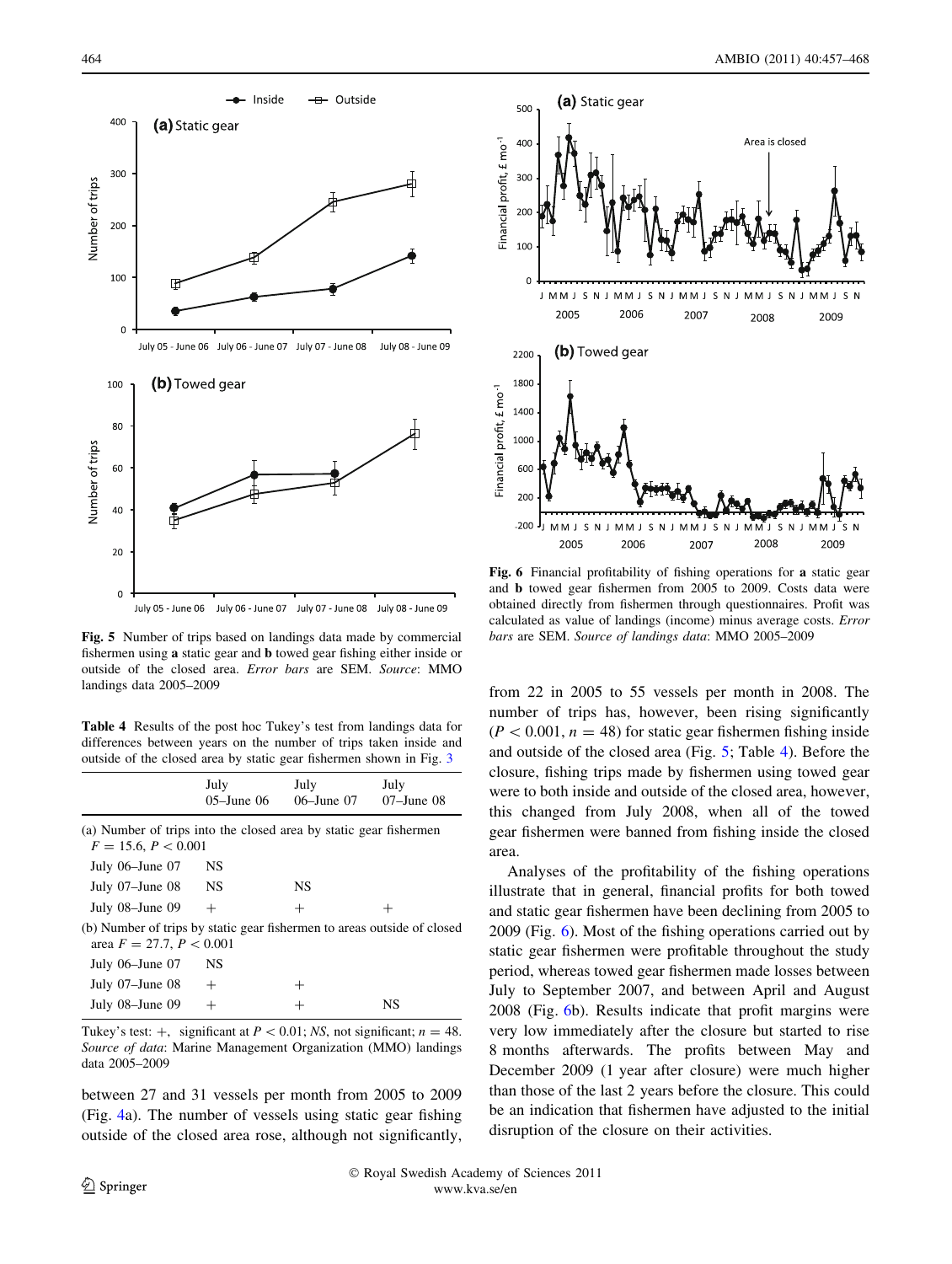Fig. 5 Number of trips based on landings data made by commercial fishermen using **a** static gear and **b** towed gear fishing either inside or outside of the closed area. *Error bars* are SEM. *Source*: MMO landings data 2005–2009

**Table 4** Results of the post hoc Tukey's test from landings data for differences between years on the number of trips taken inside and outside of the closed area by static gear fishermen shown in Fig. 3

| | July 05–June 06 | July 06–June 07 | July 07–June 08 |
|---|---|---|---|
| (a) Number of trips into the closed area by static gear fishermen $F = 15.6$, $P < 0.001$ | | | |
| July 06–June 07 | NS | | |
| July 07–June 08 | NS | NS | |
| July 08–June 09 | + | + | + |
| (b) Number of trips by static gear fishermen to areas outside of closed area $F = 27.7$, $P < 0.001$ | | | |
| July 06–June 07 | NS | | |
| July 07–June 08 | + | + | |
| July 08–June 09 | + | + | NS |

Tukey's test: +, significant at $P < 0.01$; *NS*, not significant; $n = 48$. *Source of data*: Marine Management Organization (MMO) landings data 2005–2009

between 27 and 31 vessels per month from 2005 to 2009 (Fig. 4a). The number of vessels using static gear fishing outside of the closed area rose, although not significantly, from 22 in 2005 to 55 vessels per month in 2008. The number of trips has, however, been rising significantly ($P < 0.001$, $n = 48$) for static gear fishermen fishing inside and outside of the closed area (Fig. 5; Table 4). Before the closure, fishing trips made by fishermen using towed gear were to both inside and outside of the closed area, however, this changed from July 2008, when all of the towed gear fishermen were banned from fishing inside the closed area.

Analyses of the profitability of the fishing operations illustrate that in general, financial profits for both towed and static gear fishermen have been declining from 2005 to 2009 (Fig. 6). Most of the fishing operations carried out by static gear fishermen were profitable throughout the study period, whereas towed gear fishermen made losses between July to September 2007, and between April and August 2008 (Fig. 6b). Results indicate that profit margins were very low immediately after the closure but started to rise 8 months afterwards. The profits between May and December 2009 (1 year after closure) were much higher than those of the last 2 years before the closure. This could be an indication that fishermen have adjusted to the initial disruption of the closure on their activities.

Fig. 6 Financial profitability of fishing operations for **a** static gear and **b** towed gear fishermen from 2005 to 2009. Costs data were obtained directly from fishermen through questionnaires. Profit was calculated as value of landings (income) minus average costs. *Error bars* are SEM. *Source of landings data*: MMO 2005–2009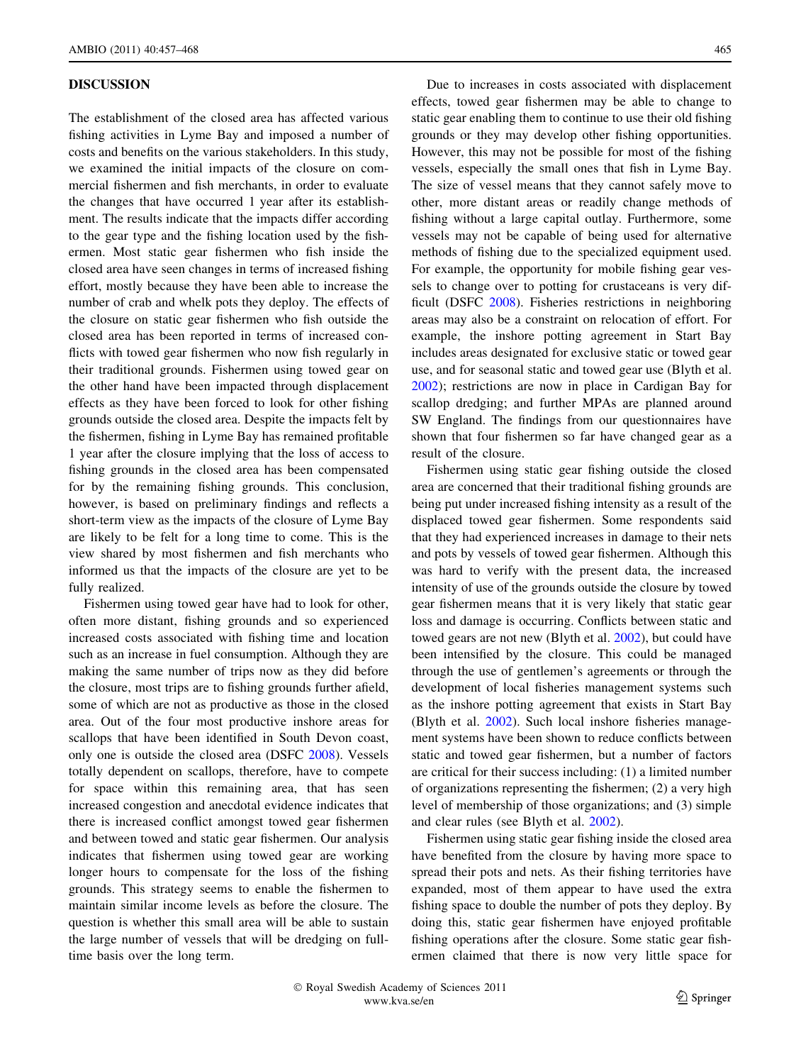## DISCUSSION

The establishment of the closed area has affected various fishing activities in Lyme Bay and imposed a number of costs and benefits on the various stakeholders. In this study, we examined the initial impacts of the closure on commercial fishermen and fish merchants, in order to evaluate the changes that have occurred 1 year after its establishment. The results indicate that the impacts differ according to the gear type and the fishing location used by the fishermen. Most static gear fishermen who fish inside the closed area have seen changes in terms of increased fishing effort, mostly because they have been able to increase the number of crab and whelk pots they deploy. The effects of the closure on static gear fishermen who fish outside the closed area has been reported in terms of increased conflicts with towed gear fishermen who now fish regularly in their traditional grounds. Fishermen using towed gear on the other hand have been impacted through displacement effects as they have been forced to look for other fishing grounds outside the closed area. Despite the impacts felt by the fishermen, fishing in Lyme Bay has remained profitable 1 year after the closure implying that the loss of access to fishing grounds in the closed area has been compensated for by the remaining fishing grounds. This conclusion, however, is based on preliminary findings and reflects a short-term view as the impacts of the closure of Lyme Bay are likely to be felt for a long time to come. This is the view shared by most fishermen and fish merchants who informed us that the impacts of the closure are yet to be fully realized.

Fishermen using towed gear have had to look for other, often more distant, fishing grounds and so experienced increased costs associated with fishing time and location such as an increase in fuel consumption. Although they are making the same number of trips now as they did before the closure, most trips are to fishing grounds further afield, some of which are not as productive as those in the closed area. Out of the four most productive inshore areas for scallops that have been identified in South Devon coast, only one is outside the closed area (DSFC 2008). Vessels totally dependent on scallops, therefore, have to compete for space within this remaining area, that has seen increased congestion and anecdotal evidence indicates that there is increased conflict amongst towed gear fishermen and between towed and static gear fishermen. Our analysis indicates that fishermen using towed gear are working longer hours to compensate for the loss of the fishing grounds. This strategy seems to enable the fishermen to maintain similar income levels as before the closure. The question is whether this small area will be able to sustain the large number of vessels that will be dredging on full-time basis over the long term.

Due to increases in costs associated with displacement effects, towed gear fishermen may be able to change to static gear enabling them to continue to use their old fishing grounds or they may develop other fishing opportunities. However, this may not be possible for most of the fishing vessels, especially the small ones that fish in Lyme Bay. The size of vessel means that they cannot safely move to other, more distant areas or readily change methods of fishing without a large capital outlay. Furthermore, some vessels may not be capable of being used for alternative methods of fishing due to the specialized equipment used. For example, the opportunity for mobile fishing gear vessels to change over to potting for crustaceans is very difficult (DSFC 2008). Fisheries restrictions in neighboring areas may also be a constraint on relocation of effort. For example, the inshore potting agreement in Start Bay includes areas designated for exclusive static or towed gear use, and for seasonal static and towed gear use (Blyth et al. 2002); restrictions are now in place in Cardigan Bay for scallop dredging; and further MPAs are planned around SW England. The findings from our questionnaires have shown that four fishermen so far have changed gear as a result of the closure.

Fishermen using static gear fishing outside the closed area are concerned that their traditional fishing grounds are being put under increased fishing intensity as a result of the displaced towed gear fishermen. Some respondents said that they had experienced increases in damage to their nets and pots by vessels of towed gear fishermen. Although this was hard to verify with the present data, the increased intensity of use of the grounds outside the closure by towed gear fishermen means that it is very likely that static gear loss and damage is occurring. Conflicts between static and towed gears are not new (Blyth et al. 2002), but could have been intensified by the closure. This could be managed through the use of gentlemen's agreements or through the development of local fisheries management systems such as the inshore potting agreement that exists in Start Bay (Blyth et al. 2002). Such local inshore fisheries management systems have been shown to reduce conflicts between static and towed gear fishermen, but a number of factors are critical for their success including: (1) a limited number of organizations representing the fishermen; (2) a very high level of membership of those organizations; and (3) simple and clear rules (see Blyth et al. 2002).

Fishermen using static gear fishing inside the closed area have benefited from the closure by having more space to spread their pots and nets. As their fishing territories have expanded, most of them appear to have used the extra fishing space to double the number of pots they deploy. By doing this, static gear fishermen have enjoyed profitable fishing operations after the closure. Some static gear fishermen claimed that there is now very little space for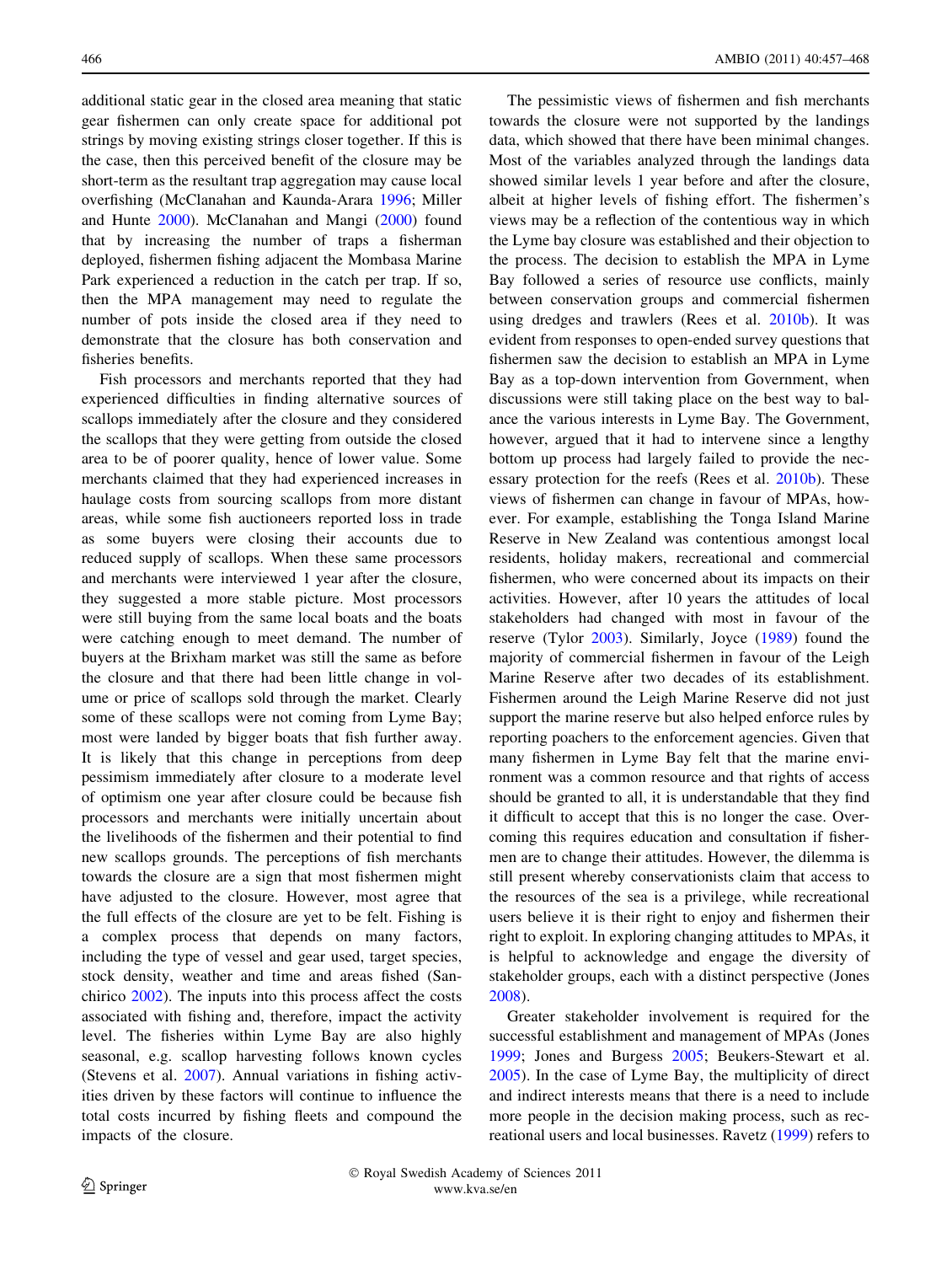additional static gear in the closed area meaning that static gear fishermen can only create space for additional pot strings by moving existing strings closer together. If this is the case, then this perceived benefit of the closure may be short-term as the resultant trap aggregation may cause local overfishing (McClanahan and Kaunda-Arara 1996; Miller and Hunte 2000). McClanahan and Mangi (2000) found that by increasing the number of traps a fisherman deployed, fishermen fishing adjacent the Mombasa Marine Park experienced a reduction in the catch per trap. If so, then the MPA management may need to regulate the number of pots inside the closed area if they need to demonstrate that the closure has both conservation and fisheries benefits.

Fish processors and merchants reported that they had experienced difficulties in finding alternative sources of scallops immediately after the closure and they considered the scallops that they were getting from outside the closed area to be of poorer quality, hence of lower value. Some merchants claimed that they had experienced increases in haulage costs from sourcing scallops from more distant areas, while some fish auctioneers reported loss in trade as some buyers were closing their accounts due to reduced supply of scallops. When these same processors and merchants were interviewed 1 year after the closure, they suggested a more stable picture. Most processors were still buying from the same local boats and the boats were catching enough to meet demand. The number of buyers at the Brixham market was still the same as before the closure and that there had been little change in volume or price of scallops sold through the market. Clearly some of these scallops were not coming from Lyme Bay; most were landed by bigger boats that fish further away. It is likely that this change in perceptions from deep pessimism immediately after closure to a moderate level of optimism one year after closure could be because fish processors and merchants were initially uncertain about the livelihoods of the fishermen and their potential to find new scallops grounds. The perceptions of fish merchants towards the closure are a sign that most fishermen might have adjusted to the closure. However, most agree that the full effects of the closure are yet to be felt. Fishing is a complex process that depends on many factors, including the type of vessel and gear used, target species, stock density, weather and time and areas fished (Sanchirico 2002). The inputs into this process affect the costs associated with fishing and, therefore, impact the activity level. The fisheries within Lyme Bay are also highly seasonal, e.g. scallop harvesting follows known cycles (Stevens et al. 2007). Annual variations in fishing activities driven by these factors will continue to influence the total costs incurred by fishing fleets and compound the impacts of the closure.

The pessimistic views of fishermen and fish merchants towards the closure were not supported by the landings data, which showed that there have been minimal changes. Most of the variables analyzed through the landings data showed similar levels 1 year before and after the closure, albeit at higher levels of fishing effort. The fishermen's views may be a reflection of the contentious way in which the Lyme bay closure was established and their objection to the process. The decision to establish the MPA in Lyme Bay followed a series of resource use conflicts, mainly between conservation groups and commercial fishermen using dredges and trawlers (Rees et al. 2010b). It was evident from responses to open-ended survey questions that fishermen saw the decision to establish an MPA in Lyme Bay as a top-down intervention from Government, when discussions were still taking place on the best way to balance the various interests in Lyme Bay. The Government, however, argued that it had to intervene since a lengthy bottom up process had largely failed to provide the necessary protection for the reefs (Rees et al. 2010b). These views of fishermen can change in favour of MPAs, however. For example, establishing the Tonga Island Marine Reserve in New Zealand was contentious amongst local residents, holiday makers, recreational and commercial fishermen, who were concerned about its impacts on their activities. However, after 10 years the attitudes of local stakeholders had changed with most in favour of the reserve (Tylor 2003). Similarly, Joyce (1989) found the majority of commercial fishermen in favour of the Leigh Marine Reserve after two decades of its establishment. Fishermen around the Leigh Marine Reserve did not just support the marine reserve but also helped enforce rules by reporting poachers to the enforcement agencies. Given that many fishermen in Lyme Bay felt that the marine environment was a common resource and that rights of access should be granted to all, it is understandable that they find it difficult to accept that this is no longer the case. Overcoming this requires education and consultation if fishermen are to change their attitudes. However, the dilemma is still present whereby conservationists claim that access to the resources of the sea is a privilege, while recreational users believe it is their right to enjoy and fishermen their right to exploit. In exploring changing attitudes to MPAs, it is helpful to acknowledge and engage the diversity of stakeholder groups, each with a distinct perspective (Jones 2008).

Greater stakeholder involvement is required for the successful establishment and management of MPAs (Jones 1999; Jones and Burgess 2005; Beukers-Stewart et al. 2005). In the case of Lyme Bay, the multiplicity of direct and indirect interests means that there is a need to include more people in the decision making process, such as recreational users and local businesses. Ravetz (1999) refers to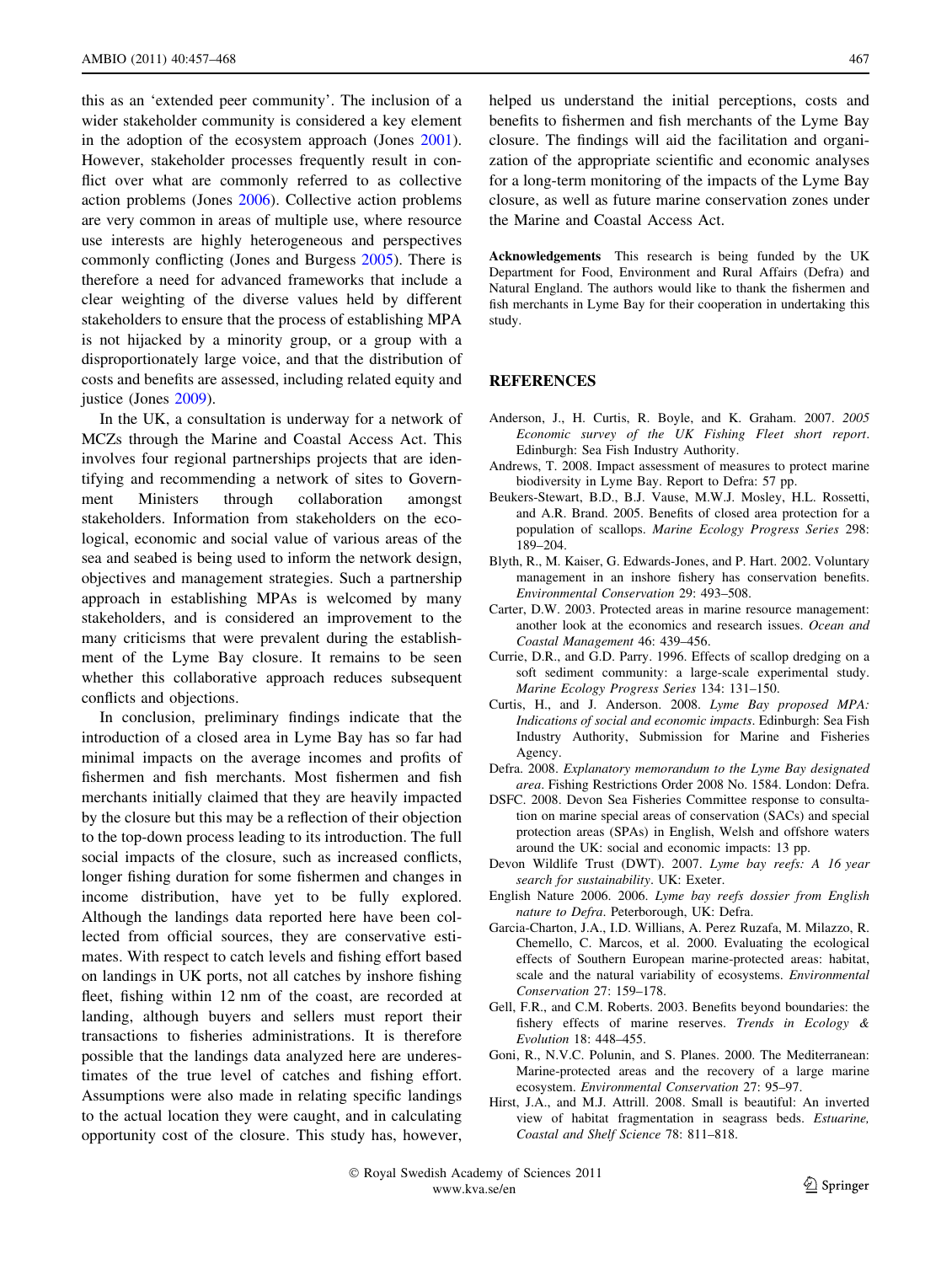this as an 'extended peer community'. The inclusion of a wider stakeholder community is considered a key element in the adoption of the ecosystem approach (Jones 2001). However, stakeholder processes frequently result in conflict over what are commonly referred to as collective action problems (Jones 2006). Collective action problems are very common in areas of multiple use, where resource use interests are highly heterogeneous and perspectives commonly conflicting (Jones and Burgess 2005). There is therefore a need for advanced frameworks that include a clear weighting of the diverse values held by different stakeholders to ensure that the process of establishing MPA is not hijacked by a minority group, or a group with a disproportionately large voice, and that the distribution of costs and benefits are assessed, including related equity and justice (Jones 2009).

In the UK, a consultation is underway for a network of MCZs through the Marine and Coastal Access Act. This involves four regional partnerships projects that are identifying and recommending a network of sites to Government Ministers through collaboration amongst stakeholders. Information from stakeholders on the ecological, economic and social value of various areas of the sea and seabed is being used to inform the network design, objectives and management strategies. Such a partnership approach in establishing MPAs is welcomed by many stakeholders, and is considered an improvement to the many criticisms that were prevalent during the establishment of the Lyme Bay closure. It remains to be seen whether this collaborative approach reduces subsequent conflicts and objections.

In conclusion, preliminary findings indicate that the introduction of a closed area in Lyme Bay has so far had minimal impacts on the average incomes and profits of fishermen and fish merchants. Most fishermen and fish merchants initially claimed that they are heavily impacted by the closure but this may be a reflection of their objection to the top-down process leading to its introduction. The full social impacts of the closure, such as increased conflicts, longer fishing duration for some fishermen and changes in income distribution, have yet to be fully explored. Although the landings data reported here have been collected from official sources, they are conservative estimates. With respect to catch levels and fishing effort based on landings in UK ports, not all catches by inshore fishing fleet, fishing within 12 nm of the coast, are recorded at landing, although buyers and sellers must report their transactions to fisheries administrations. It is therefore possible that the landings data analyzed here are underestimates of the true level of catches and fishing effort. Assumptions were also made in relating specific landings to the actual location they were caught, and in calculating opportunity cost of the closure. This study has, however, helped us understand the initial perceptions, costs and benefits to fishermen and fish merchants of the Lyme Bay closure. The findings will aid the facilitation and organization of the appropriate scientific and economic analyses for a long-term monitoring of the impacts of the Lyme Bay closure, as well as future marine conservation zones under the Marine and Coastal Access Act.

**Acknowledgements** This research is being funded by the UK Department for Food, Environment and Rural Affairs (Defra) and Natural England. The authors would like to thank the fishermen and fish merchants in Lyme Bay for their cooperation in undertaking this study.

## REFERENCES

Anderson, J., H. Curtis, R. Boyle, and K. Graham. 2007. *2005 Economic survey of the UK Fishing Fleet short report*. Edinburgh: Sea Fish Industry Authority.

Andrews, T. 2008. Impact assessment of measures to protect marine biodiversity in Lyme Bay. Report to Defra: 57 pp.

Beukers-Stewart, B.D., B.J. Vause, M.W.J. Mosley, H.L. Rossetti, and A.R. Brand. 2005. Benefits of closed area protection for a population of scallops. *Marine Ecology Progress Series* 298: 189–204.

Blyth, R., M. Kaiser, G. Edwards-Jones, and P. Hart. 2002. Voluntary management in an inshore fishery has conservation benefits. *Environmental Conservation* 29: 493–508.

Carter, D.W. 2003. Protected areas in marine resource management: another look at the economics and research issues. *Ocean and Coastal Management* 46: 439–456.

Currie, D.R., and G.D. Parry. 1996. Effects of scallop dredging on a soft sediment community: a large-scale experimental study. *Marine Ecology Progress Series* 134: 131–150.

Curtis, H., and J. Anderson. 2008. *Lyme Bay proposed MPA: Indications of social and economic impacts*. Edinburgh: Sea Fish Industry Authority, Submission for Marine and Fisheries Agency.

Defra. 2008. *Explanatory memorandum to the Lyme Bay designated area*. Fishing Restrictions Order 2008 No. 1584. London: Defra.

DSFC. 2008. Devon Sea Fisheries Committee response to consultation on marine special areas of conservation (SACs) and special protection areas (SPAs) in English, Welsh and offshore waters around the UK: social and economic impacts: 13 pp.

Devon Wildlife Trust (DWT). 2007. *Lyme bay reefs: A 16 year search for sustainability*. UK: Exeter.

English Nature 2006. 2006. *Lyme bay reefs dossier from English nature to Defra*. Peterborough, UK: Defra.

Garcia-Charton, J.A., I.D. Willians, A. Perez Ruzafa, M. Milazzo, R. Chemello, C. Marcos, et al. 2000. Evaluating the ecological effects of Southern European marine-protected areas: habitat, scale and the natural variability of ecosystems. *Environmental Conservation* 27: 159–178.

Gell, F.R., and C.M. Roberts. 2003. Benefits beyond boundaries: the fishery effects of marine reserves. *Trends in Ecology & Evolution* 18: 448–455.

Goni, R., N.V.C. Polunin, and S. Planes. 2000. The Mediterranean: Marine-protected areas and the recovery of a large marine ecosystem. *Environmental Conservation* 27: 95–97.

Hirst, J.A., and M.J. Attrill. 2008. Small is beautiful: An inverted view of habitat fragmentation in seagrass beds. *Estuarine, Coastal and Shelf Science* 78: 811–818.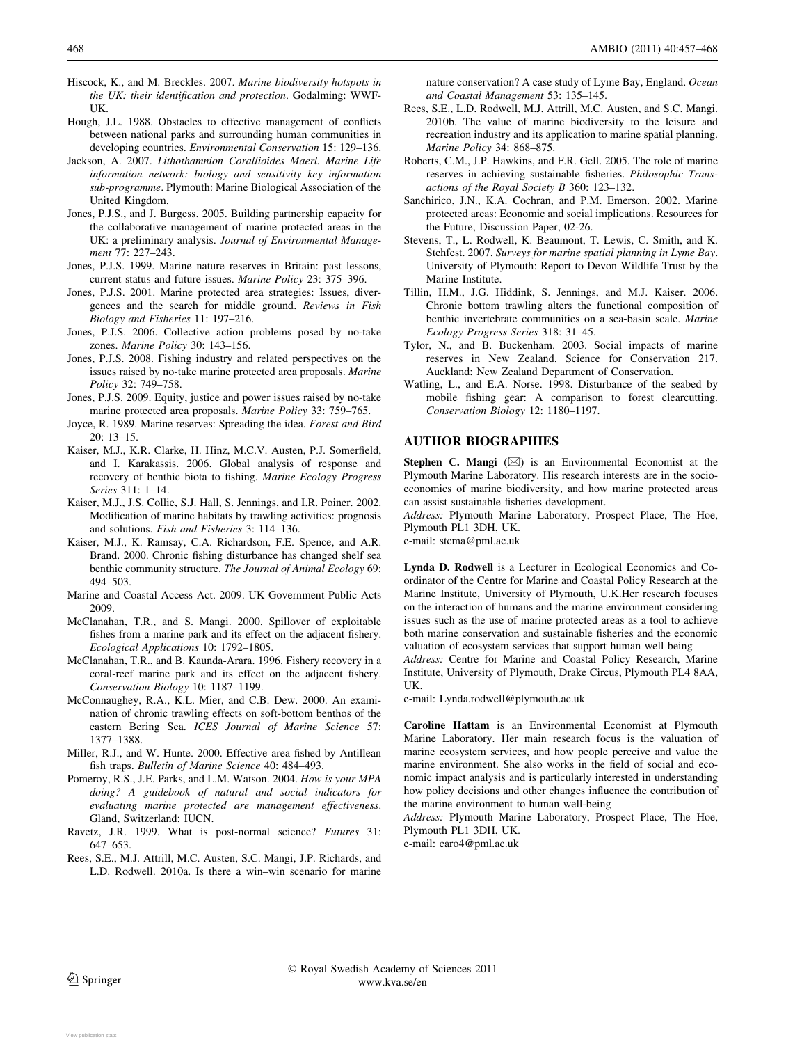Hiscock, K., and M. Breckles. 2007. *Marine biodiversity hotspots in the UK: their identification and protection*. Godalming: WWF-UK.

Hough, J.L. 1988. Obstacles to effective management of conflicts between national parks and surrounding human communities in developing countries. *Environmental Conservation* 15: 129–136.

Jackson, A. 2007. *Lithothamnion Corallioides Maerl. Marine Life information network: biology and sensitivity key information sub-programme*. Plymouth: Marine Biological Association of the United Kingdom.

Jones, P.J.S., and J. Burgess. 2005. Building partnership capacity for the collaborative management of marine protected areas in the UK: a preliminary analysis. *Journal of Environmental Management* 77: 227–243.

Jones, P.J.S. 1999. Marine nature reserves in Britain: past lessons, current status and future issues. *Marine Policy* 23: 375–396.

Jones, P.J.S. 2001. Marine protected area strategies: Issues, divergences and the search for middle ground. *Reviews in Fish Biology and Fisheries* 11: 197–216.

Jones, P.J.S. 2006. Collective action problems posed by no-take zones. *Marine Policy* 30: 143–156.

Jones, P.J.S. 2008. Fishing industry and related perspectives on the issues raised by no-take marine protected area proposals. *Marine Policy* 32: 749–758.

Jones, P.J.S. 2009. Equity, justice and power issues raised by no-take marine protected area proposals. *Marine Policy* 33: 759–765.

Joyce, R. 1989. Marine reserves: Spreading the idea. *Forest and Bird* 20: 13–15.

Kaiser, M.J., K.R. Clarke, H. Hinz, M.C.V. Austen, P.J. Somerfield, and I. Karakassis. 2006. Global analysis of response and recovery of benthic biota to fishing. *Marine Ecology Progress Series* 311: 1–14.

Kaiser, M.J., J.S. Collie, S.J. Hall, S. Jennings, and I.R. Poiner. 2002. Modification of marine habitats by trawling activities: prognosis and solutions. *Fish and Fisheries* 3: 114–136.

Kaiser, M.J., K. Ramsay, C.A. Richardson, F.E. Spence, and A.R. Brand. 2000. Chronic fishing disturbance has changed shelf sea benthic community structure. *The Journal of Animal Ecology* 69: 494–503.

Marine and Coastal Access Act. 2009. UK Government Public Acts 2009.

McClanahan, T.R., and S. Mangi. 2000. Spillover of exploitable fishes from a marine park and its effect on the adjacent fishery. *Ecological Applications* 10: 1792–1805.

McClanahan, T.R., and B. Kaunda-Arara. 1996. Fishery recovery in a coral-reef marine park and its effect on the adjacent fishery. *Conservation Biology* 10: 1187–1199.

McConnaughey, R.A., K.L. Mier, and C.B. Dew. 2000. An examination of chronic trawling effects on soft-bottom benthos of the eastern Bering Sea. *ICES Journal of Marine Science* 57: 1377–1388.

Miller, R.J., and W. Hunte. 2000. Effective area fished by Antillean fish traps. *Bulletin of Marine Science* 40: 484–493.

Pomeroy, R.S., J.E. Parks, and L.M. Watson. 2004. *How is your MPA doing? A guidebook of natural and social indicators for evaluating marine protected are management effectiveness*. Gland, Switzerland: IUCN.

Ravetz, J.R. 1999. What is post-normal science? *Futures* 31: 647–653.

Rees, S.E., M.J. Attrill, M.C. Austen, S.C. Mangi, J.P. Richards, and L.D. Rodwell. 2010a. Is there a win–win scenario for marine nature conservation? A case study of Lyme Bay, England. *Ocean and Coastal Management* 53: 135–145.

Rees, S.E., L.D. Rodwell, M.J. Attrill, M.C. Austen, and S.C. Mangi. 2010b. The value of marine biodiversity to the leisure and recreation industry and its application to marine spatial planning. *Marine Policy* 34: 868–875.

Roberts, C.M., J.P. Hawkins, and F.R. Gell. 2005. The role of marine reserves in achieving sustainable fisheries. *Philosophic Transactions of the Royal Society B* 360: 123–132.

Sanchirico, J.N., K.A. Cochran, and P.M. Emerson. 2002. Marine protected areas: Economic and social implications. Resources for the Future, Discussion Paper, 02-26.

Stevens, T., L. Rodwell, K. Beaumont, T. Lewis, C. Smith, and K. Stehfest. 2007. *Surveys for marine spatial planning in Lyme Bay*. University of Plymouth: Report to Devon Wildlife Trust by the Marine Institute.

Tillin, H.M., J.G. Hiddink, S. Jennings, and M.J. Kaiser. 2006. Chronic bottom trawling alters the functional composition of benthic invertebrate communities on a sea-basin scale. *Marine Ecology Progress Series* 318: 31–45.

Tylor, N., and B. Buckenham. 2003. Social impacts of marine reserves in New Zealand. Science for Conservation 217. Auckland: New Zealand Department of Conservation.

Watling, L., and E.A. Norse. 1998. Disturbance of the seabed by mobile fishing gear: A comparison to forest clearcutting. *Conservation Biology* 12: 1180–1197.

## AUTHOR BIOGRAPHIES

**Stephen C. Mangi** (✉) is an Environmental Economist at the Plymouth Marine Laboratory. His research interests are in the socio-economics of marine biodiversity, and how marine protected areas can assist sustainable fisheries development.

*Address:* Plymouth Marine Laboratory, Prospect Place, The Hoe, Plymouth PL1 3DH, UK.

e-mail: stcma@pml.ac.uk

**Lynda D. Rodwell** is a Lecturer in Ecological Economics and Co-ordinator of the Centre for Marine and Coastal Policy Research at the Marine Institute, University of Plymouth, U.K.Her research focuses on the interaction of humans and the marine environment considering issues such as the use of marine protected areas as a tool to achieve both marine conservation and sustainable fisheries and the economic valuation of ecosystem services that support human well being

*Address:* Centre for Marine and Coastal Policy Research, Marine Institute, University of Plymouth, Drake Circus, Plymouth PL4 8AA, UK.

e-mail: Lynda.rodwell@plymouth.ac.uk

**Caroline Hattam** is an Environmental Economist at Plymouth Marine Laboratory. Her main research focus is the valuation of marine ecosystem services, and how people perceive and value the marine environment. She also works in the field of social and economic impact analysis and is particularly interested in understanding how policy decisions and other changes influence the contribution of the marine environment to human well-being

*Address:* Plymouth Marine Laboratory, Prospect Place, The Hoe, Plymouth PL1 3DH, UK.

e-mail: caro4@pml.ac.uk